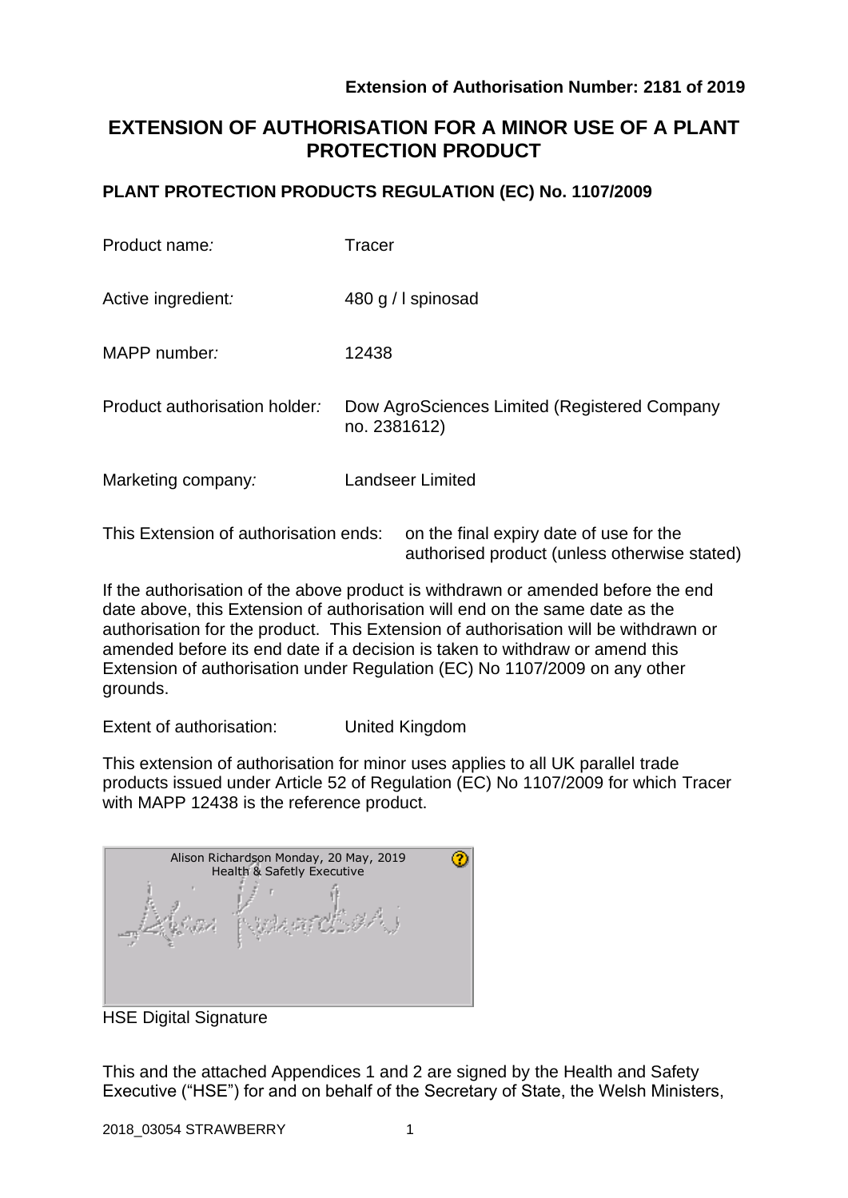**Extension of Authorisation Number: 2181 of 2019**

# EXTENSION OF AUTHORISATION FOR A MINOR USE OF A PLANT PROTECTION PRODUCT

## PLANT PROTECTION PRODUCTS REGULATION (EC) No. 1107/2009

| | |
|---|---|
| Product name: | Tracer |
| Active ingredient: | 480 g / l spinosad |
| MAPP number: | 12438 |
| Product authorisation holder: | Dow AgroSciences Limited (Registered Company no. 2381612) |
| Marketing company: | Landseer Limited |

This Extension of authorisation ends: on the final expiry date of use for the authorised product (unless otherwise stated)

If the authorisation of the above product is withdrawn or amended before the end date above, this Extension of authorisation will end on the same date as the authorisation for the product. This Extension of authorisation will be withdrawn or amended before its end date if a decision is taken to withdraw or amend this Extension of authorisation under Regulation (EC) No 1107/2009 on any other grounds.

Extent of authorisation: United Kingdom

This extension of authorisation for minor uses applies to all UK parallel trade products issued under Article 52 of Regulation (EC) No 1107/2009 for which Tracer with MAPP 12438 is the reference product.

Alison Richardson Monday, 20 May, 2019
Health & Safetly Executive

HSE Digital Signature

This and the attached Appendices 1 and 2 are signed by the Health and Safety Executive ("HSE") for and on behalf of the Secretary of State, the Welsh Ministers,

2018_03054 STRAWBERRY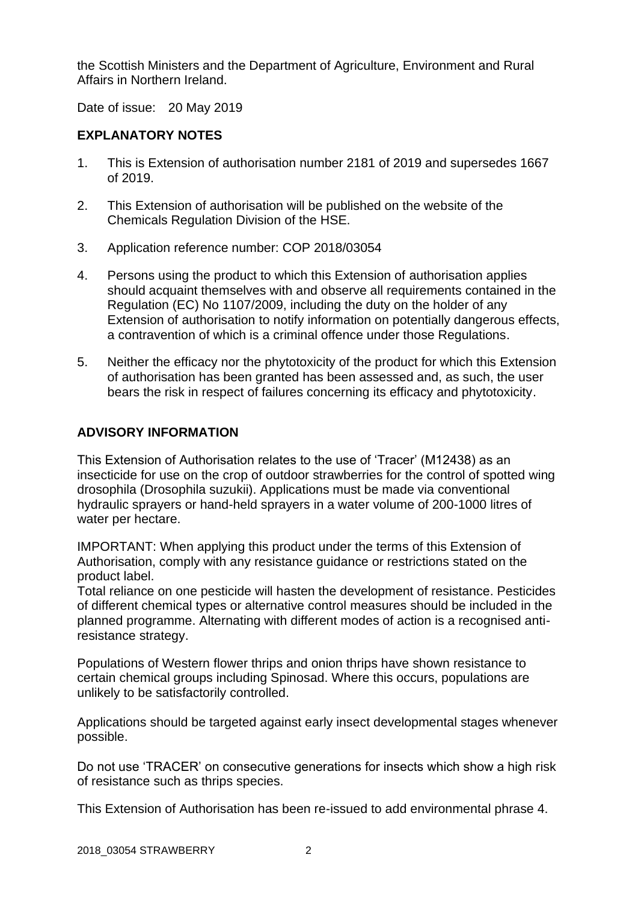the Scottish Ministers and the Department of Agriculture, Environment and Rural Affairs in Northern Ireland.

Date of issue: 20 May 2019

## EXPLANATORY NOTES

1. This is Extension of authorisation number 2181 of 2019 and supersedes 1667 of 2019.
2. This Extension of authorisation will be published on the website of the Chemicals Regulation Division of the HSE.
3. Application reference number: COP 2018/03054
4. Persons using the product to which this Extension of authorisation applies should acquaint themselves with and observe all requirements contained in the Regulation (EC) No 1107/2009, including the duty on the holder of any Extension of authorisation to notify information on potentially dangerous effects, a contravention of which is a criminal offence under those Regulations.
5. Neither the efficacy nor the phytotoxicity of the product for which this Extension of authorisation has been granted has been assessed and, as such, the user bears the risk in respect of failures concerning its efficacy and phytotoxicity.

## ADVISORY INFORMATION

This Extension of Authorisation relates to the use of 'Tracer' (M12438) as an insecticide for use on the crop of outdoor strawberries for the control of spotted wing drosophila (Drosophila suzukii). Applications must be made via conventional hydraulic sprayers or hand-held sprayers in a water volume of 200-1000 litres of water per hectare.

IMPORTANT: When applying this product under the terms of this Extension of Authorisation, comply with any resistance guidance or restrictions stated on the product label.
Total reliance on one pesticide will hasten the development of resistance. Pesticides of different chemical types or alternative control measures should be included in the planned programme. Alternating with different modes of action is a recognised anti-resistance strategy.

Populations of Western flower thrips and onion thrips have shown resistance to certain chemical groups including Spinosad. Where this occurs, populations are unlikely to be satisfactorily controlled.

Applications should be targeted against early insect developmental stages whenever possible.

Do not use 'TRACER' on consecutive generations for insects which show a high risk of resistance such as thrips species.

This Extension of Authorisation has been re-issued to add environmental phrase 4.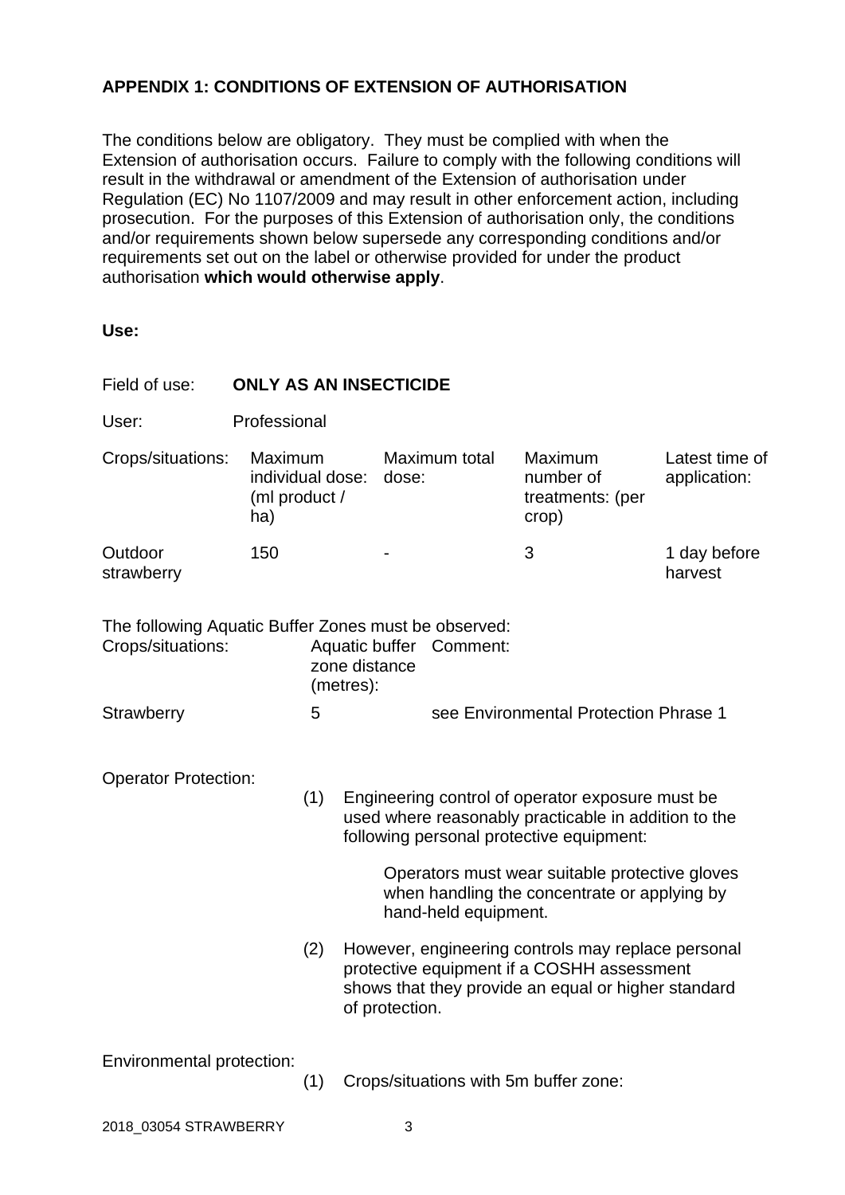## APPENDIX 1: CONDITIONS OF EXTENSION OF AUTHORISATION

The conditions below are obligatory. They must be complied with when the Extension of authorisation occurs. Failure to comply with the following conditions will result in the withdrawal or amendment of the Extension of authorisation under Regulation (EC) No 1107/2009 and may result in other enforcement action, including prosecution. For the purposes of this Extension of authorisation only, the conditions and/or requirements shown below supersede any corresponding conditions and/or requirements set out on the label or otherwise provided for under the product authorisation **which would otherwise apply**.

**Use:**

Field of use: **ONLY AS AN INSECTICIDE**

User: Professional

| Crops/situations: | Maximum individual dose: (ml product / ha) | Maximum total dose: | Maximum number of treatments: (per crop) | Latest time of application: |
|---|---|---|---|---|
| Outdoor strawberry | 150 | - | 3 | 1 day before harvest |

The following Aquatic Buffer Zones must be observed:

| Crops/situations: | Aquatic buffer zone distance (metres): | Comment: |
|---|---|---|
| Strawberry | 5 | see Environmental Protection Phrase 1 |

Operator Protection:

(1) Engineering control of operator exposure must be used where reasonably practicable in addition to the following personal protective equipment:

Operators must wear suitable protective gloves when handling the concentrate or applying by hand-held equipment.

(2) However, engineering controls may replace personal protective equipment if a COSHH assessment shows that they provide an equal or higher standard of protection.

Environmental protection:

(1) Crops/situations with 5m buffer zone: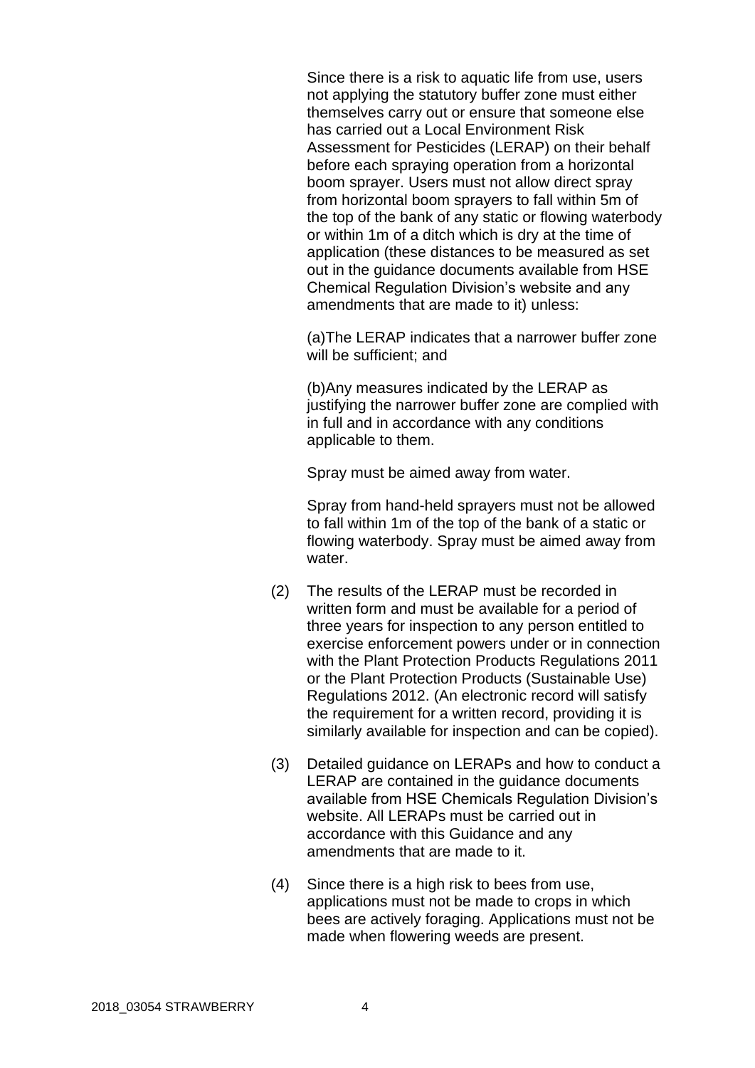Since there is a risk to aquatic life from use, users not applying the statutory buffer zone must either themselves carry out or ensure that someone else has carried out a Local Environment Risk Assessment for Pesticides (LERAP) on their behalf before each spraying operation from a horizontal boom sprayer. Users must not allow direct spray from horizontal boom sprayers to fall within 5m of the top of the bank of any static or flowing waterbody or within 1m of a ditch which is dry at the time of application (these distances to be measured as set out in the guidance documents available from HSE Chemical Regulation Division's website and any amendments that are made to it) unless:

(a)The LERAP indicates that a narrower buffer zone will be sufficient; and

(b)Any measures indicated by the LERAP as justifying the narrower buffer zone are complied with in full and in accordance with any conditions applicable to them.

Spray must be aimed away from water.

Spray from hand-held sprayers must not be allowed to fall within 1m of the top of the bank of a static or flowing waterbody. Spray must be aimed away from water.

(2) The results of the LERAP must be recorded in written form and must be available for a period of three years for inspection to any person entitled to exercise enforcement powers under or in connection with the Plant Protection Products Regulations 2011 or the Plant Protection Products (Sustainable Use) Regulations 2012. (An electronic record will satisfy the requirement for a written record, providing it is similarly available for inspection and can be copied).

(3) Detailed guidance on LERAPs and how to conduct a LERAP are contained in the guidance documents available from HSE Chemicals Regulation Division's website. All LERAPs must be carried out in accordance with this Guidance and any amendments that are made to it.

(4) Since there is a high risk to bees from use, applications must not be made to crops in which bees are actively foraging. Applications must not be made when flowering weeds are present.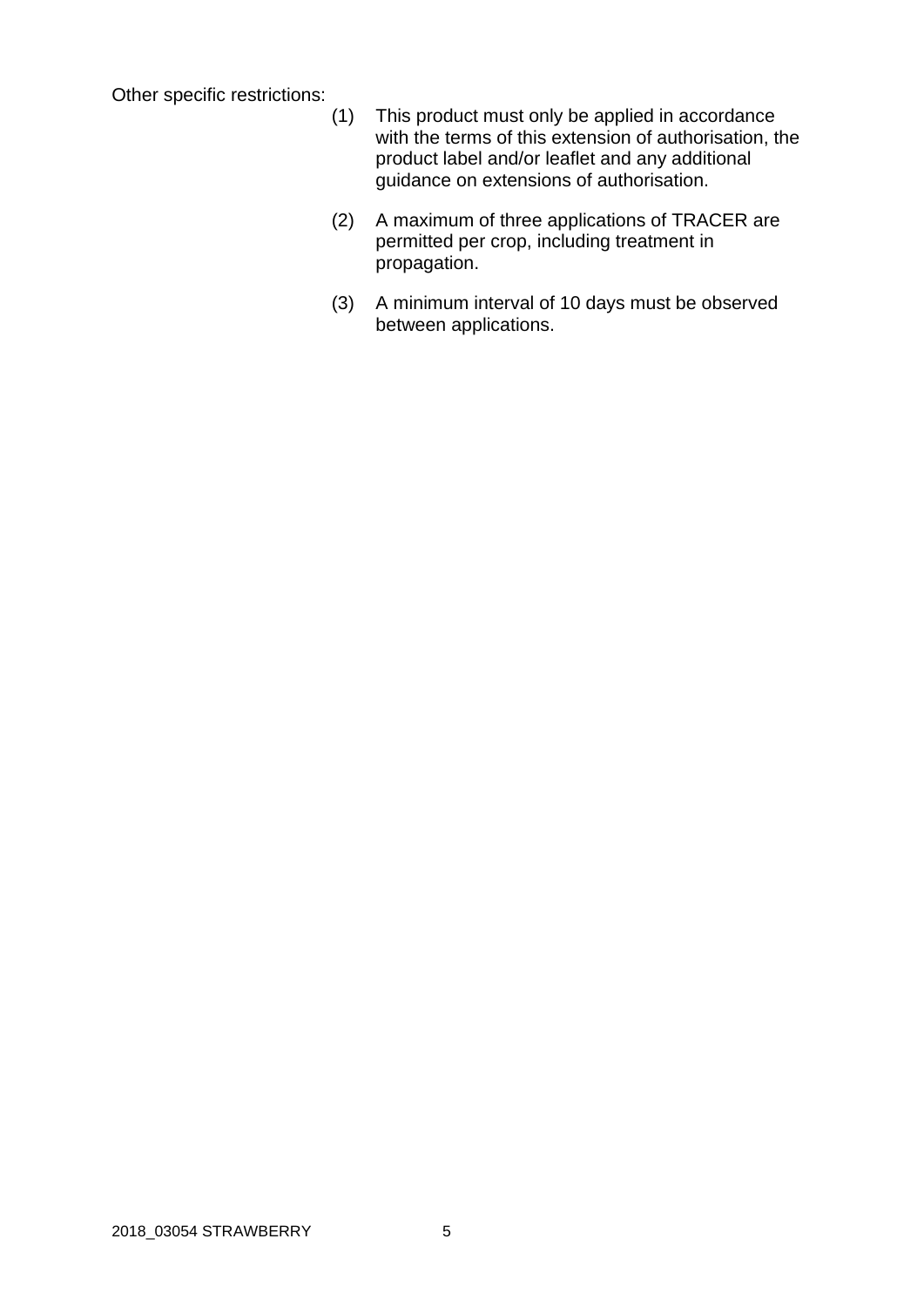Other specific restrictions:

(1) This product must only be applied in accordance with the terms of this extension of authorisation, the product label and/or leaflet and any additional guidance on extensions of authorisation.

(2) A maximum of three applications of TRACER are permitted per crop, including treatment in propagation.

(3) A minimum interval of 10 days must be observed between applications.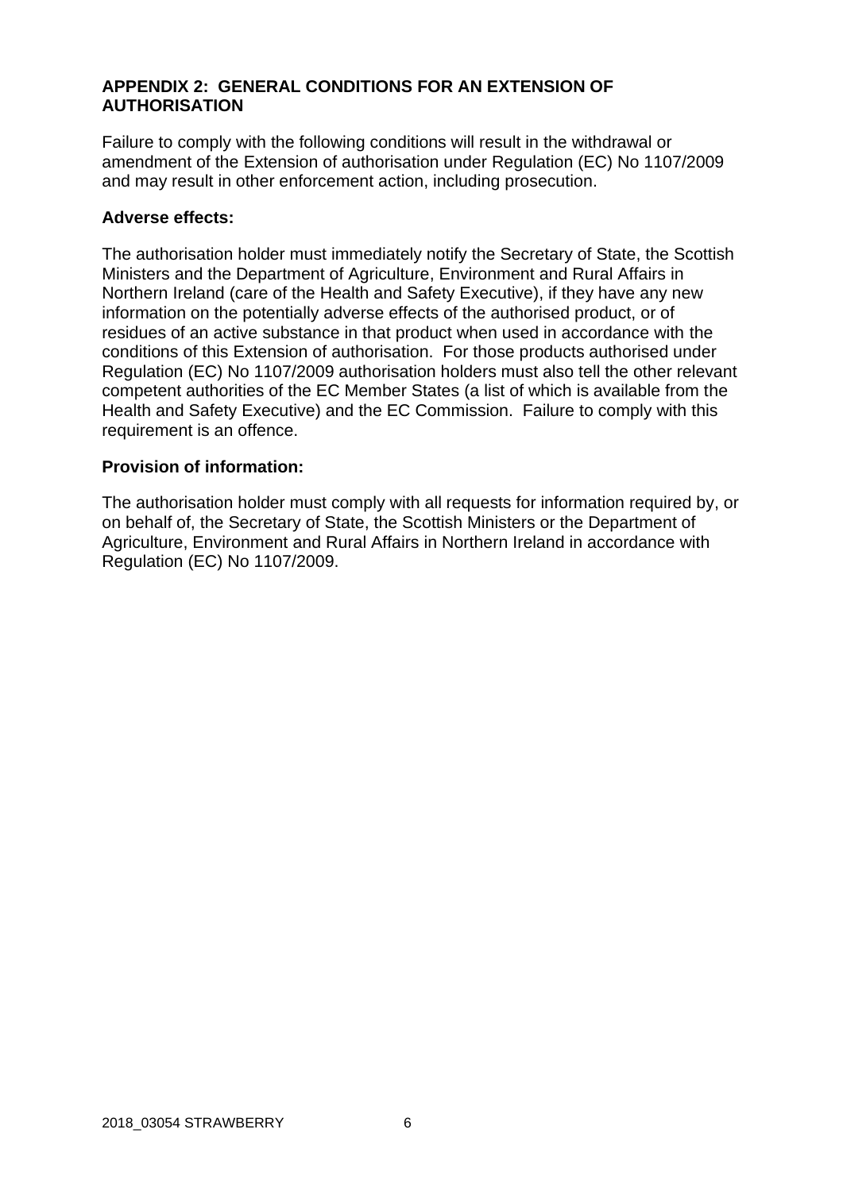## APPENDIX 2: GENERAL CONDITIONS FOR AN EXTENSION OF AUTHORISATION

Failure to comply with the following conditions will result in the withdrawal or amendment of the Extension of authorisation under Regulation (EC) No 1107/2009 and may result in other enforcement action, including prosecution.

**Adverse effects:**

The authorisation holder must immediately notify the Secretary of State, the Scottish Ministers and the Department of Agriculture, Environment and Rural Affairs in Northern Ireland (care of the Health and Safety Executive), if they have any new information on the potentially adverse effects of the authorised product, or of residues of an active substance in that product when used in accordance with the conditions of this Extension of authorisation. For those products authorised under Regulation (EC) No 1107/2009 authorisation holders must also tell the other relevant competent authorities of the EC Member States (a list of which is available from the Health and Safety Executive) and the EC Commission. Failure to comply with this requirement is an offence.

**Provision of information:**

The authorisation holder must comply with all requests for information required by, or on behalf of, the Secretary of State, the Scottish Ministers or the Department of Agriculture, Environment and Rural Affairs in Northern Ireland in accordance with Regulation (EC) No 1107/2009.